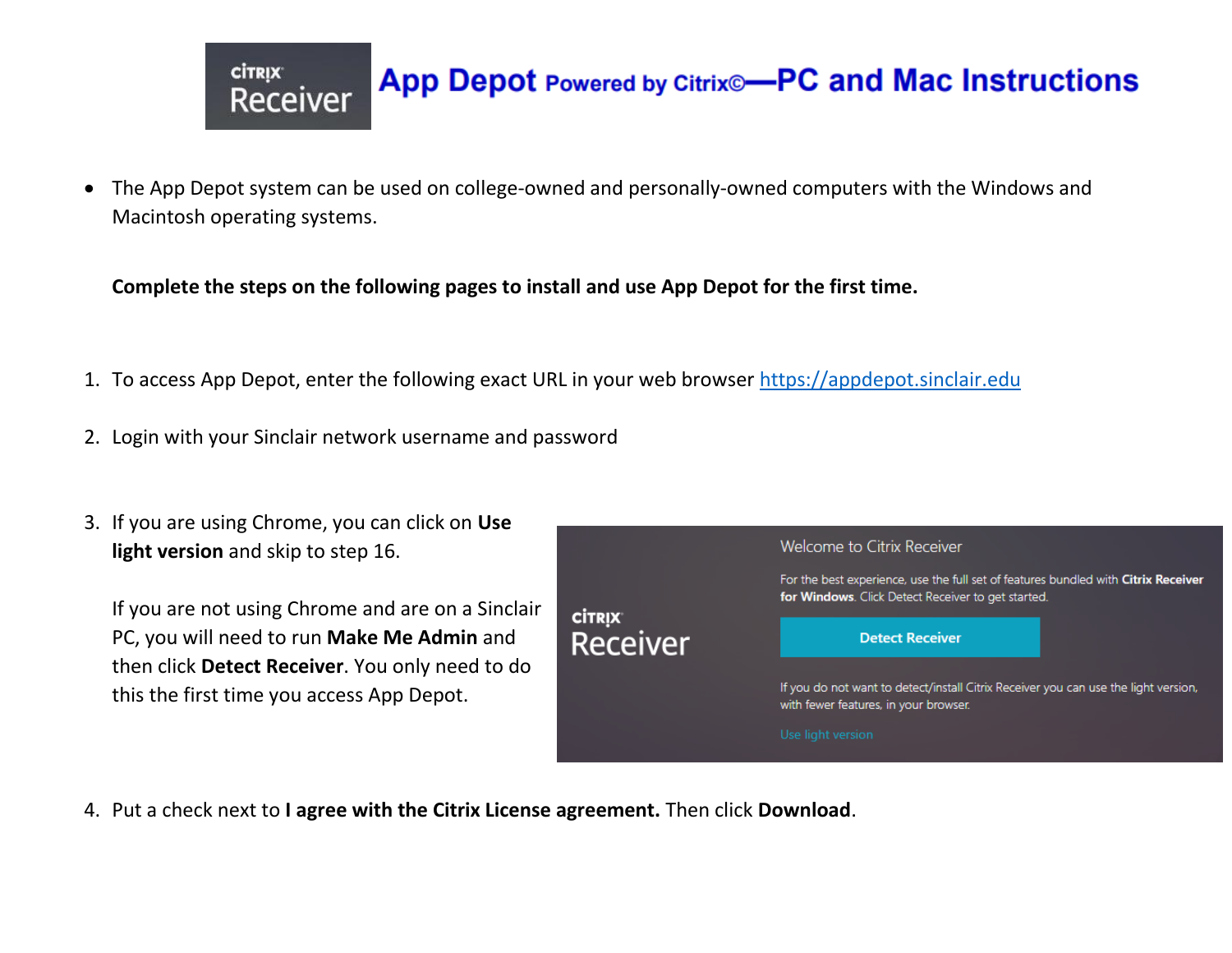# App Depot Powered by Citrix©—PC and Mac Instructions

- The App Depot system can be used on college-owned and personally-owned computers with the Windows and Macintosh operating systems.

**Complete the steps on the following pages to install and use App Depot for the first time.**

1. To access App Depot, enter the following exact URL in your web browser https://appdepot.sinclair.edu

2. Login with your Sinclair network username and password

3. If you are using Chrome, you can click on **Use light version** and skip to step 16.

   If you are not using Chrome and are on a Sinclair PC, you will need to run **Make Me Admin** and then click **Detect Receiver**. You only need to do this the first time you access App Depot.

4. Put a check next to **I agree with the Citrix License agreement.** Then click **Download**.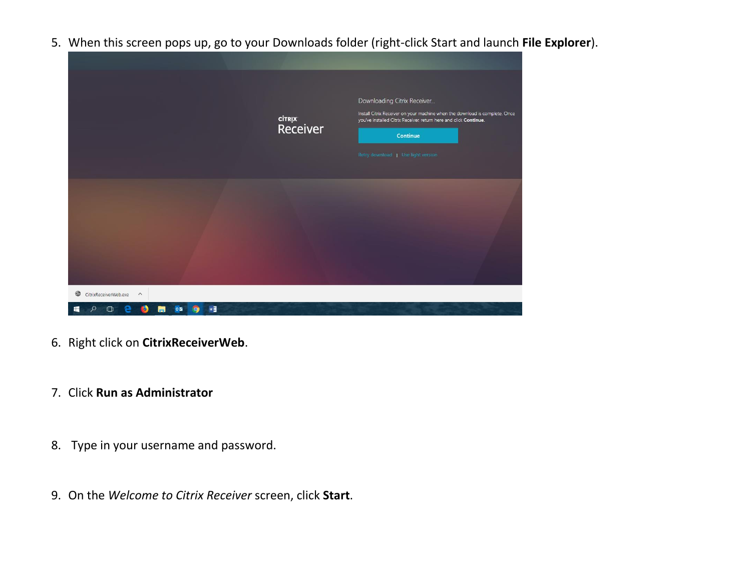5. When this screen pops up, go to your Downloads folder (right-click Start and launch **File Explorer**).

6. Right click on **CitrixReceiverWeb**.

7. Click **Run as Administrator**

8. Type in your username and password.

9. On the *Welcome to Citrix Receiver* screen, click **Start**.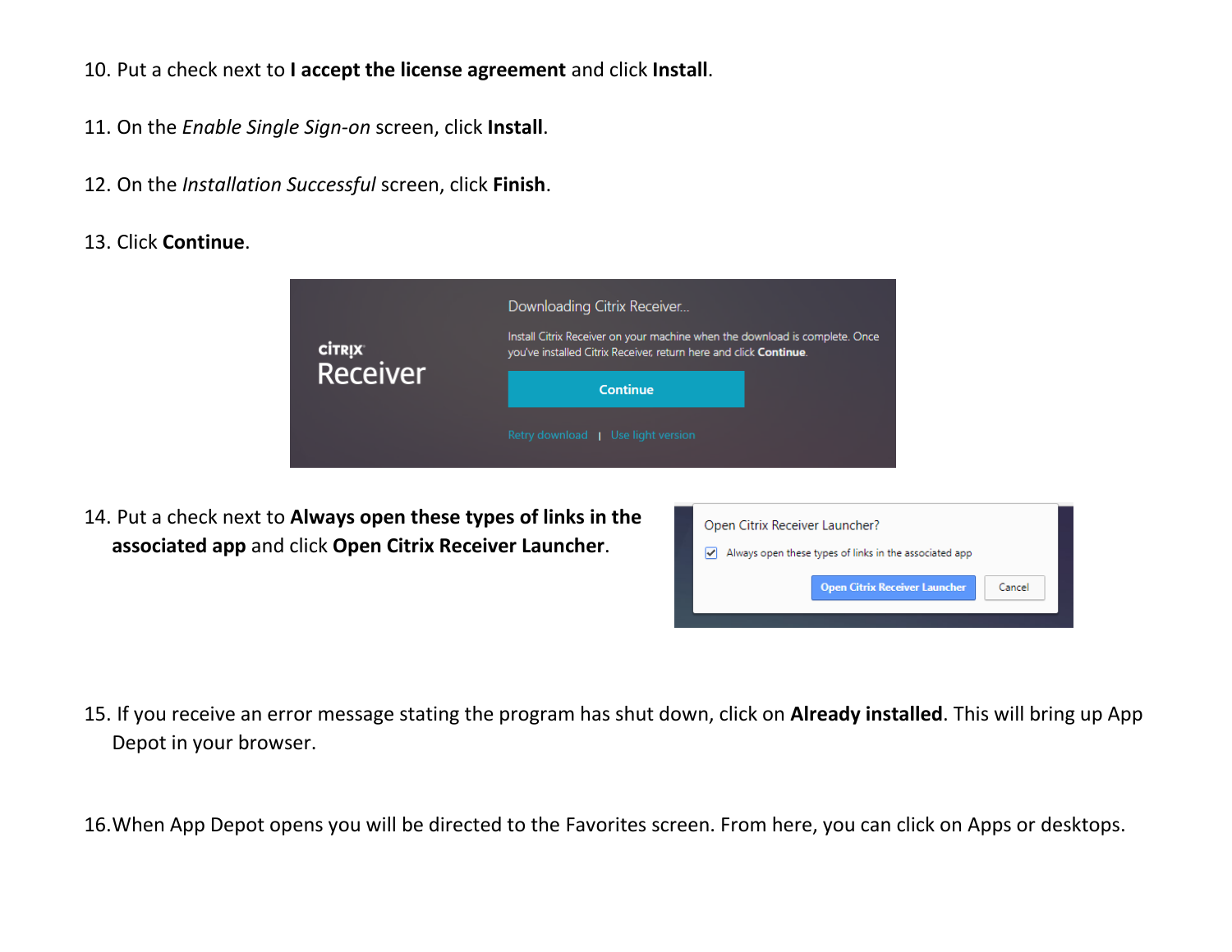10. Put a check next to **I accept the license agreement** and click **Install**.

11. On the *Enable Single Sign-on* screen, click **Install**.

12. On the *Installation Successful* screen, click **Finish**.

13. Click **Continue**.

14. Put a check next to **Always open these types of links in the associated app** and click **Open Citrix Receiver Launcher**.

15. If you receive an error message stating the program has shut down, click on **Already installed**. This will bring up App Depot in your browser.

16. When App Depot opens you will be directed to the Favorites screen. From here, you can click on Apps or desktops.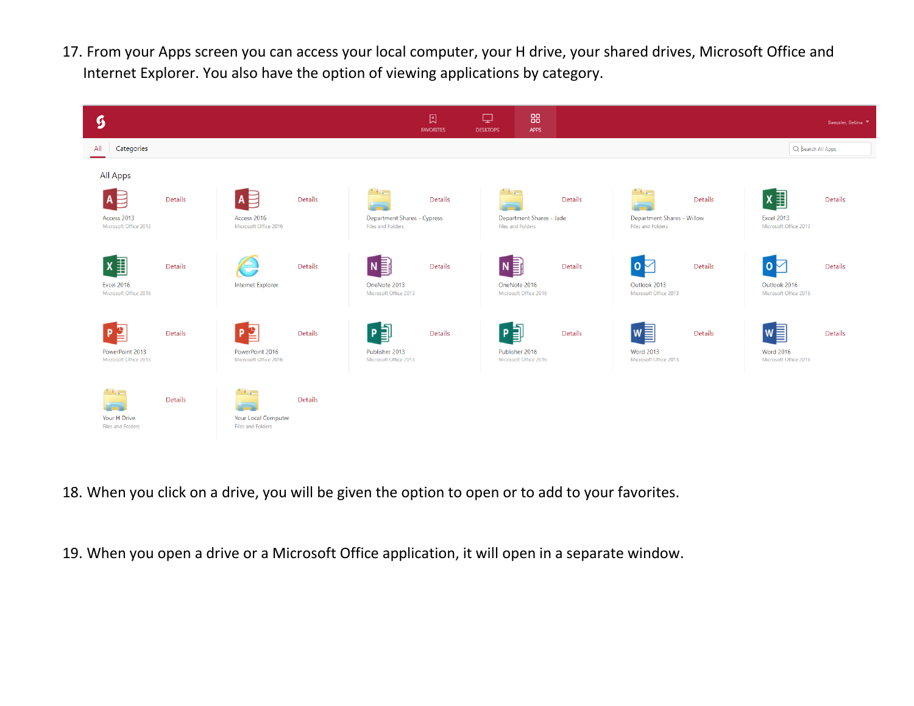17. From your Apps screen you can access your local computer, your H drive, your shared drives, Microsoft Office and Internet Explorer. You also have the option of viewing applications by category.

18. When you click on a drive, you will be given the option to open or to add to your favorites.

19. When you open a drive or a Microsoft Office application, it will open in a separate window.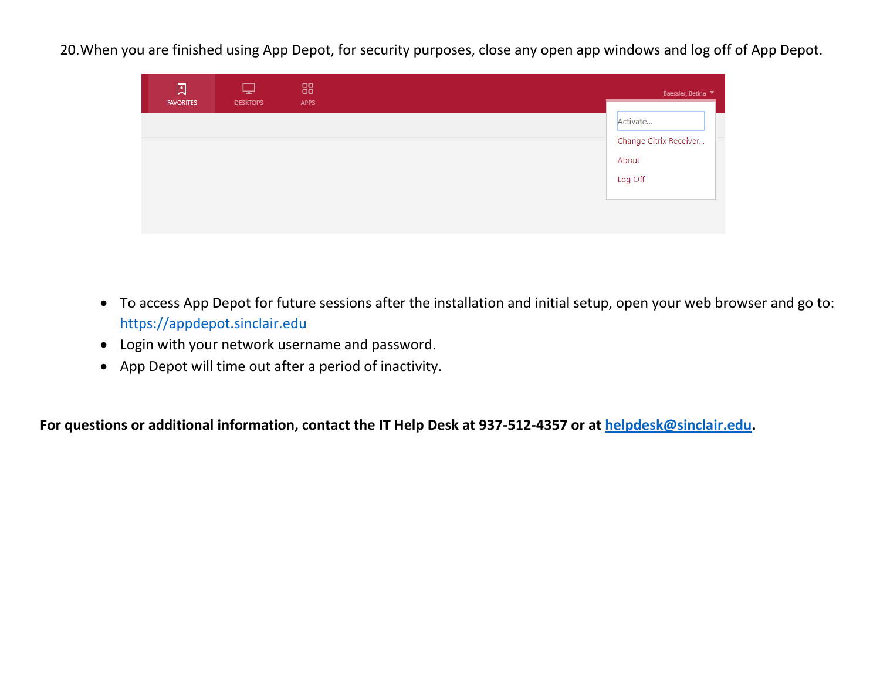20. When you are finished using App Depot, for security purposes, close any open app windows and log off of App Depot.

- To access App Depot for future sessions after the installation and initial setup, open your web browser and go to: https://appdepot.sinclair.edu
- Login with your network username and password.
- App Depot will time out after a period of inactivity.

**For questions or additional information, contact the IT Help Desk at 937-512-4357 or at helpdesk@sinclair.edu.**